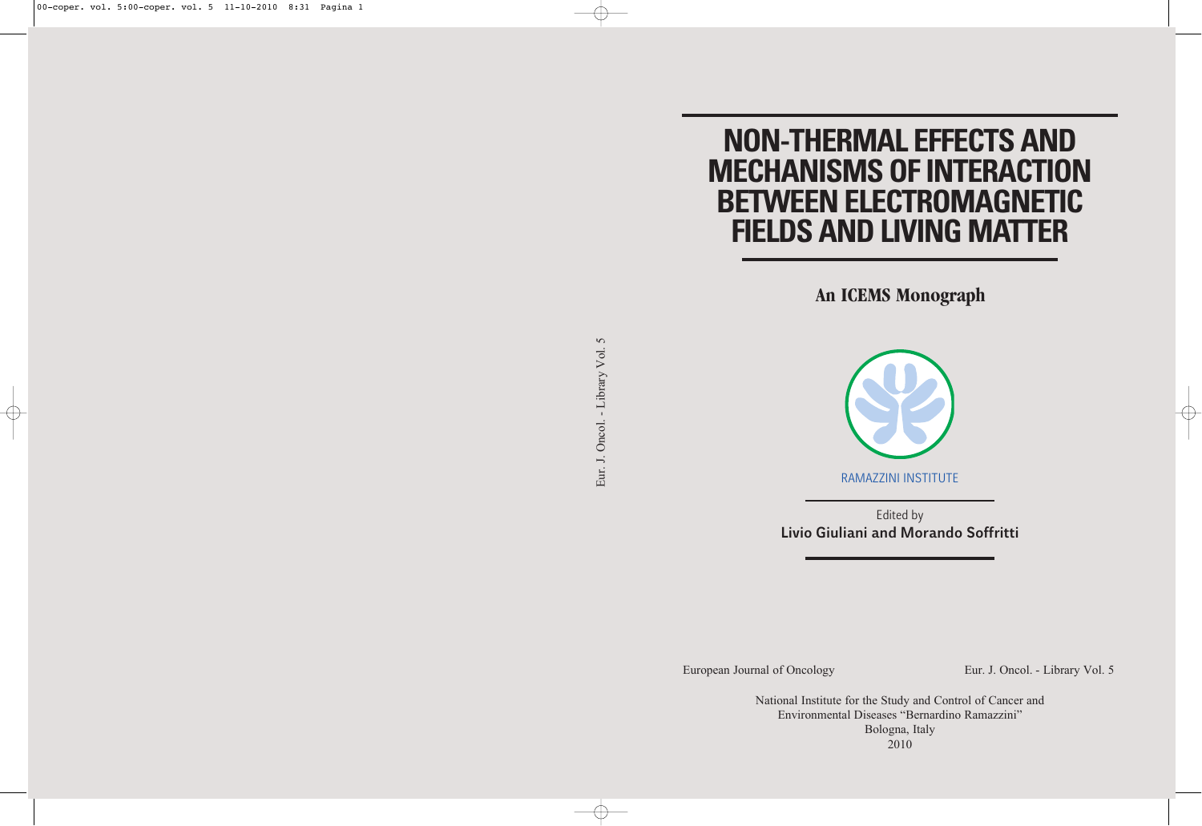# NON-THERMAL EFFECTS AND MECHANISMS OF INTERACTION BETWEEN ELECTROMAGNETIC FIELDS AND LIVING MATTER

## An ICEMS Monograph

RAMAZZINI INSTITUTE

Edited by
**Livio Giuliani and Morando Soffritti**

Eur. J. Oncol. - Library Vol. 5

European Journal of Oncology

Eur. J. Oncol. - Library Vol. 5

National Institute for the Study and Control of Cancer and Environmental Diseases "Bernardino Ramazzini"
Bologna, Italy
2010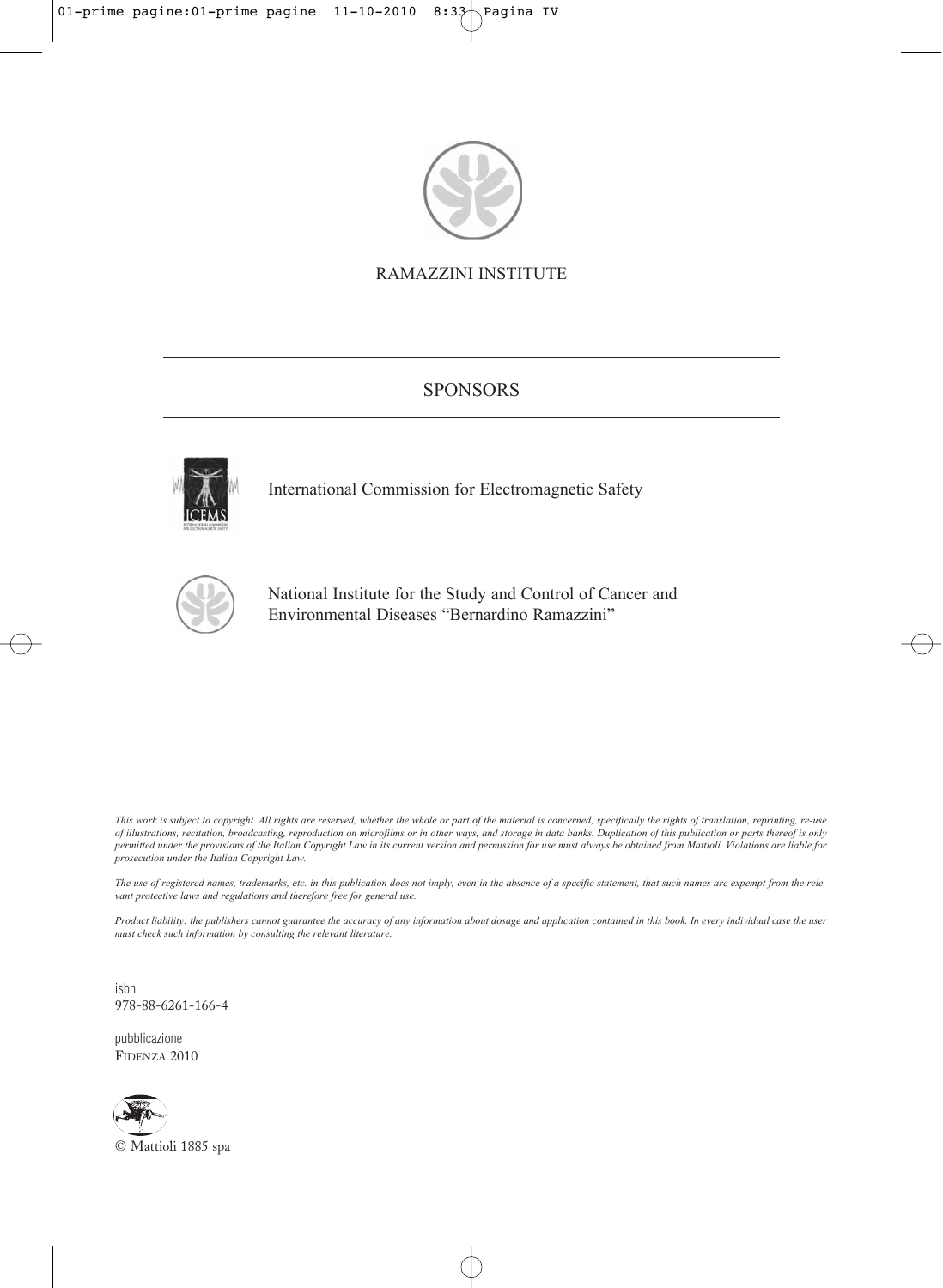RAMAZZINI INSTITUTE

## SPONSORS

International Commission for Electromagnetic Safety

National Institute for the Study and Control of Cancer and Environmental Diseases "Bernardino Ramazzini"

*This work is subject to copyright. All rights are reserved, whether the whole or part of the material is concerned, specifically the rights of translation, reprinting, re-use of illustrations, recitation, broadcasting, reproduction on microfilms or in other ways, and storage in data banks. Duplication of this publication or parts thereof is only permitted under the provisions of the Italian Copyright Law in its current version and permission for use must always be obtained from Mattioli. Violations are liable for prosecution under the Italian Copyright Law.*

*The use of registered names, trademarks, etc. in this publication does not imply, even in the absence of a specific statement, that such names are expempt from the relevant protective laws and regulations and therefore free for general use.*

*Product liability: the publishers cannot guarantee the accuracy of any information about dosage and application contained in this book. In every individual case the user must check such information by consulting the relevant literature.*

isbn
978-88-6261-166-4

pubblicazione
FIDENZA 2010

© Mattioli 1885 spa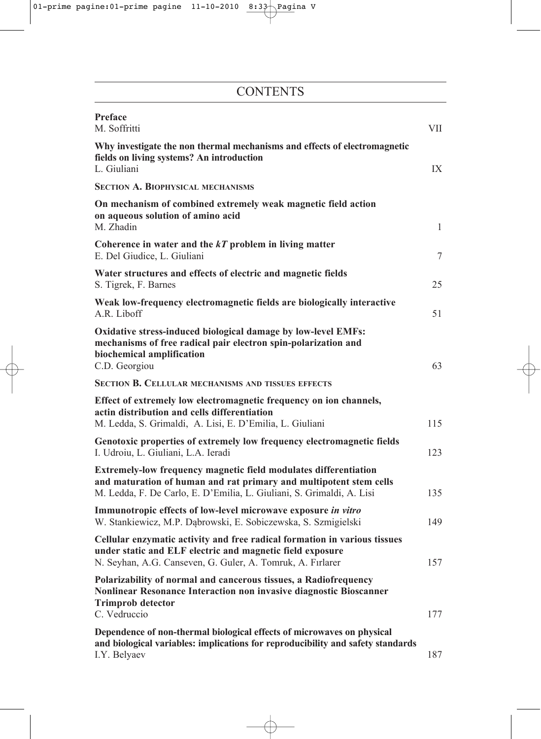# CONTENTS

| | |
|---|---|
| **Preface**<br>M. Soffritti | VII |
| **Why investigate the non thermal mechanisms and effects of electromagnetic fields on living systems? An introduction**<br>L. Giuliani | IX |
| **SECTION A. BIOPHYSICAL MECHANISMS** | |
| **On mechanism of combined extremely weak magnetic field action on aqueous solution of amino acid**<br>M. Zhadin | 1 |
| **Coherence in water and the *kT* problem in living matter**<br>E. Del Giudice, L. Giuliani | 7 |
| **Water structures and effects of electric and magnetic fields**<br>S. Tigrek, F. Barnes | 25 |
| **Weak low-frequency electromagnetic fields are biologically interactive**<br>A.R. Liboff | 51 |
| **Oxidative stress-induced biological damage by low-level EMFs: mechanisms of free radical pair electron spin-polarization and biochemical amplification**<br>C.D. Georgiou | 63 |
| **SECTION B. CELLULAR MECHANISMS AND TISSUES EFFECTS** | |
| **Effect of extremely low electromagnetic frequency on ion channels, actin distribution and cells differentiation**<br>M. Ledda, S. Grimaldi, A. Lisi, E. D'Emilia, L. Giuliani | 115 |
| **Genotoxic properties of extremely low frequency electromagnetic fields**<br>I. Udroiu, L. Giuliani, L.A. Ieradi | 123 |
| **Extremely-low frequency magnetic field modulates differentiation and maturation of human and rat primary and multipotent stem cells**<br>M. Ledda, F. De Carlo, E. D'Emilia, L. Giuliani, S. Grimaldi, A. Lisi | 135 |
| **Immunotropic effects of low-level microwave exposure *in vitro***<br>W. Stankiewicz, M.P. Dąbrowski, E. Sobiczewska, S. Szmigielski | 149 |
| **Cellular enzymatic activity and free radical formation in various tissues under static and ELF electric and magnetic field exposure**<br>N. Seyhan, A.G. Canseven, G. Guler, A. Tomruk, A. Fırlarer | 157 |
| **Polarizability of normal and cancerous tissues, a Radiofrequency Nonlinear Resonance Interaction non invasive diagnostic Bioscanner Trimprob detector**<br>C. Vedruccio | 177 |
| **Dependence of non-thermal biological effects of microwaves on physical and biological variables: implications for reproducibility and safety standards**<br>I.Y. Belyaev | 187 |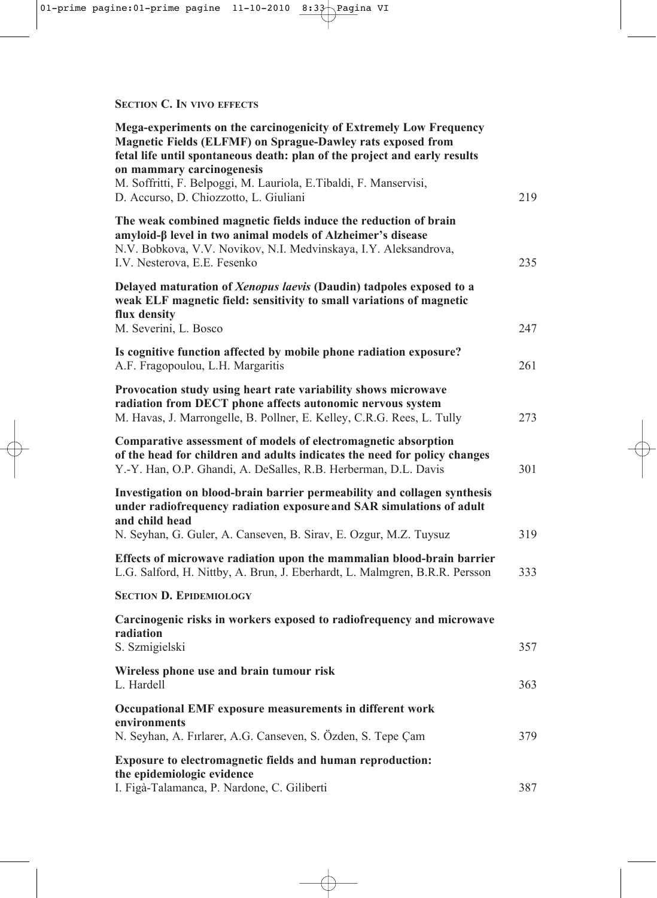**SECTION C. IN VIVO EFFECTS**

**Mega-experiments on the carcinogenicity of Extremely Low Frequency Magnetic Fields (ELFMF) on Sprague-Dawley rats exposed from fetal life until spontaneous death: plan of the project and early results on mammary carcinogenesis**
M. Soffritti, F. Belpoggi, M. Lauriola, E.Tibaldi, F. Manservisi, D. Accurso, D. Chiozzotto, L. Giuliani — 219

**The weak combined magnetic fields induce the reduction of brain amyloid-β level in two animal models of Alzheimer's disease**
N.V. Bobkova, V.V. Novikov, N.I. Medvinskaya, I.Y. Aleksandrova, I.V. Nesterova, E.E. Fesenko — 235

**Delayed maturation of *Xenopus laevis* (Daudin) tadpoles exposed to a weak ELF magnetic field: sensitivity to small variations of magnetic flux density**
M. Severini, L. Bosco — 247

**Is cognitive function affected by mobile phone radiation exposure?**
A.F. Fragopoulou, L.H. Margaritis — 261

**Provocation study using heart rate variability shows microwave radiation from DECT phone affects autonomic nervous system**
M. Havas, J. Marrongelle, B. Pollner, E. Kelley, C.R.G. Rees, L. Tully — 273

**Comparative assessment of models of electromagnetic absorption of the head for children and adults indicates the need for policy changes**
Y.-Y. Han, O.P. Ghandi, A. DeSalles, R.B. Herberman, D.L. Davis — 301

**Investigation on blood-brain barrier permeability and collagen synthesis under radiofrequency radiation exposure and SAR simulations of adult and child head**
N. Seyhan, G. Guler, A. Canseven, B. Sirav, E. Ozgur, M.Z. Tuysuz — 319

**Effects of microwave radiation upon the mammalian blood-brain barrier**
L.G. Salford, H. Nittby, A. Brun, J. Eberhardt, L. Malmgren, B.R.R. Persson — 333

**SECTION D. EPIDEMIOLOGY**

**Carcinogenic risks in workers exposed to radiofrequency and microwave radiation**
S. Szmigielski — 357

**Wireless phone use and brain tumour risk**
L. Hardell — 363

**Occupational EMF exposure measurements in different work environments**
N. Seyhan, A. Fırlarer, A.G. Canseven, S. Özden, S. Tepe Çam — 379

**Exposure to electromagnetic fields and human reproduction: the epidemiologic evidence**
I. Figà-Talamanca, P. Nardone, C. Giliberti — 387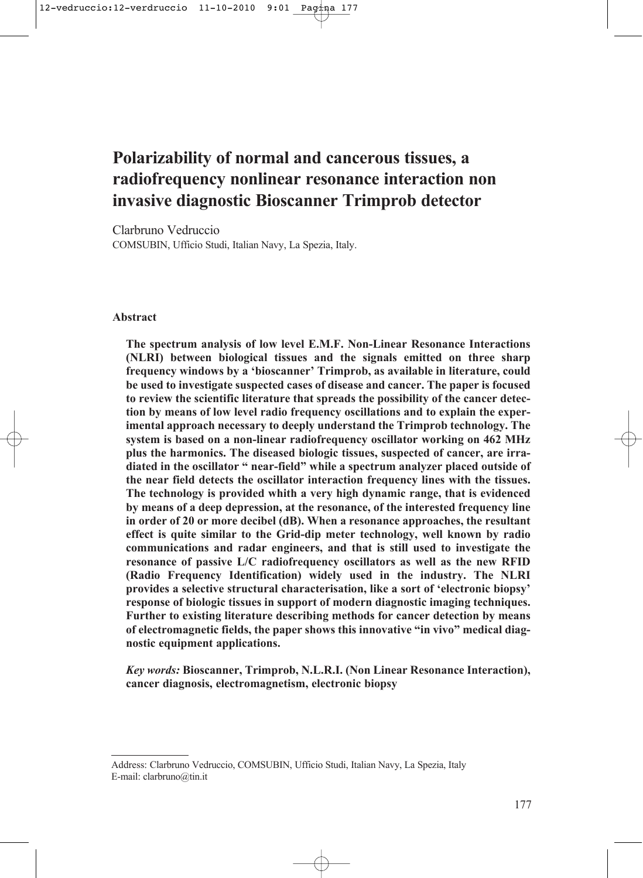# Polarizability of normal and cancerous tissues, a radiofrequency nonlinear resonance interaction non invasive diagnostic Bioscanner Trimprob detector

Clarbruno Vedruccio
COMSUBIN, Ufficio Studi, Italian Navy, La Spezia, Italy.

**Abstract**

**The spectrum analysis of low level E.M.F. Non-Linear Resonance Interactions (NLRI) between biological tissues and the signals emitted on three sharp frequency windows by a 'bioscanner' Trimprob, as available in literature, could be used to investigate suspected cases of disease and cancer. The paper is focused to review the scientific literature that spreads the possibility of the cancer detection by means of low level radio frequency oscillations and to explain the experimental approach necessary to deeply understand the Trimprob technology. The system is based on a non-linear radiofrequency oscillator working on 462 MHz plus the harmonics. The diseased biologic tissues, suspected of cancer, are irradiated in the oscillator " near-field" while a spectrum analyzer placed outside of the near field detects the oscillator interaction frequency lines with the tissues. The technology is provided whith a very high dynamic range, that is evidenced by means of a deep depression, at the resonance, of the interested frequency line in order of 20 or more decibel (dB). When a resonance approaches, the resultant effect is quite similar to the Grid-dip meter technology, well known by radio communications and radar engineers, and that is still used to investigate the resonance of passive L/C radiofrequency oscillators as well as the new RFID (Radio Frequency Identification) widely used in the industry. The NLRI provides a selective structural characterisation, like a sort of 'electronic biopsy' response of biologic tissues in support of modern diagnostic imaging techniques. Further to existing literature describing methods for cancer detection by means of electromagnetic fields, the paper shows this innovative "in vivo" medical diagnostic equipment applications.**

***Key words:*** **Bioscanner, Trimprob, N.L.R.I. (Non Linear Resonance Interaction), cancer diagnosis, electromagnetism, electronic biopsy**

---

Address: Clarbruno Vedruccio, COMSUBIN, Ufficio Studi, Italian Navy, La Spezia, Italy
E-mail: clarbruno@tin.it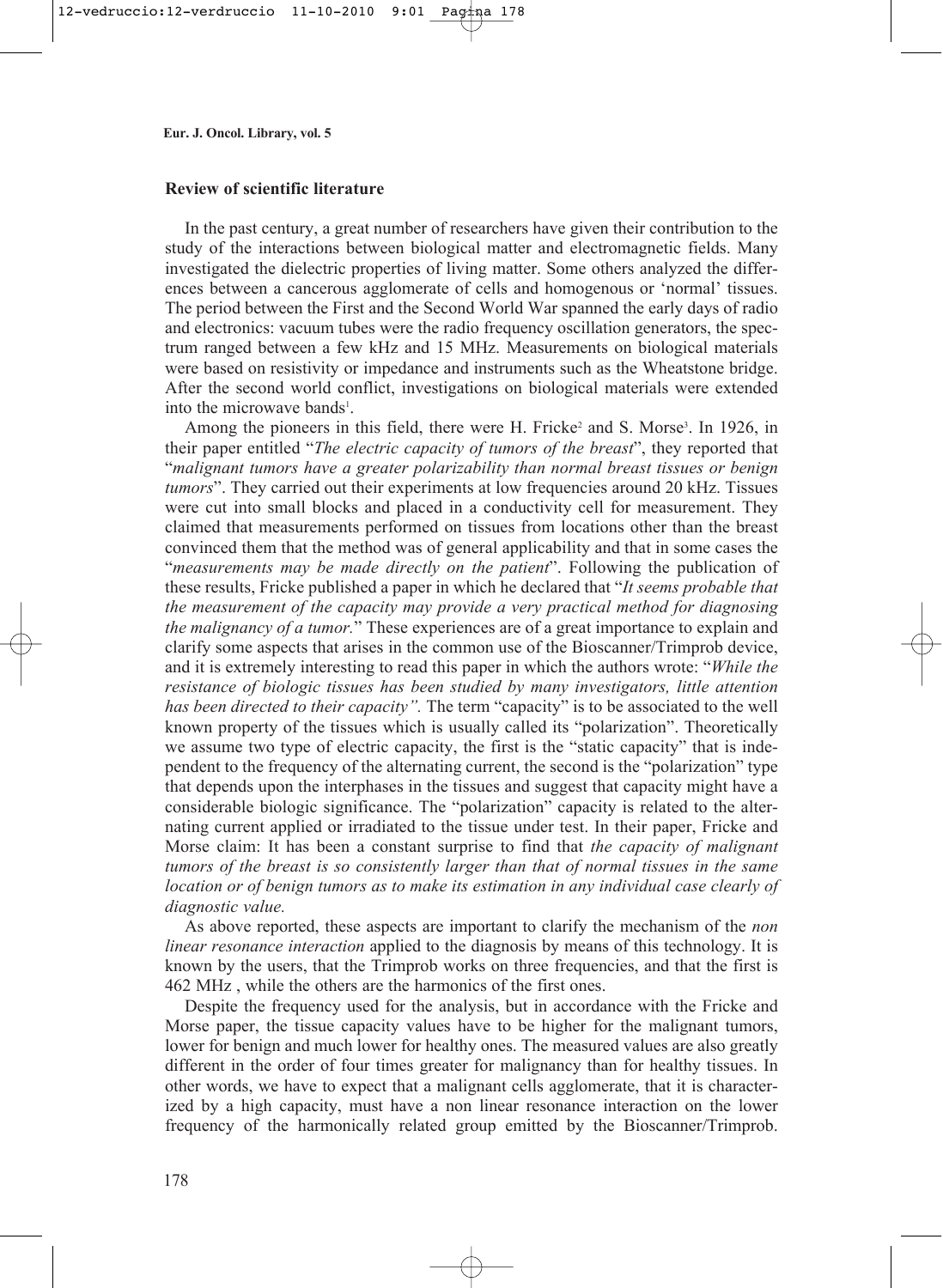## Review of scientific literature

In the past century, a great number of researchers have given their contribution to the study of the interactions between biological matter and electromagnetic fields. Many investigated the dielectric properties of living matter. Some others analyzed the differences between a cancerous agglomerate of cells and homogenous or 'normal' tissues. The period between the First and the Second World War spanned the early days of radio and electronics: vacuum tubes were the radio frequency oscillation generators, the spectrum ranged between a few kHz and 15 MHz. Measurements on biological materials were based on resistivity or impedance and instruments such as the Wheatstone bridge. After the second world conflict, investigations on biological materials were extended into the microwave bands[1].

Among the pioneers in this field, there were H. Fricke[2] and S. Morse[3]. In 1926, in their paper entitled "*The electric capacity of tumors of the breast*", they reported that "*malignant tumors have a greater polarizability than normal breast tissues or benign tumors*". They carried out their experiments at low frequencies around 20 kHz. Tissues were cut into small blocks and placed in a conductivity cell for measurement. They claimed that measurements performed on tissues from locations other than the breast convinced them that the method was of general applicability and that in some cases the "*measurements may be made directly on the patient*". Following the publication of these results, Fricke published a paper in which he declared that "*It seems probable that the measurement of the capacity may provide a very practical method for diagnosing the malignancy of a tumor.*" These experiences are of a great importance to explain and clarify some aspects that arises in the common use of the Bioscanner/Trimprob device, and it is extremely interesting to read this paper in which the authors wrote: "*While the resistance of biologic tissues has been studied by many investigators, little attention has been directed to their capacity".* The term "capacity" is to be associated to the well known property of the tissues which is usually called its "polarization". Theoretically we assume two type of electric capacity, the first is the "static capacity" that is independent to the frequency of the alternating current, the second is the "polarization" type that depends upon the interphases in the tissues and suggest that capacity might have a considerable biologic significance. The "polarization" capacity is related to the alternating current applied or irradiated to the tissue under test. In their paper, Fricke and Morse claim: It has been a constant surprise to find that *the capacity of malignant tumors of the breast is so consistently larger than that of normal tissues in the same location or of benign tumors as to make its estimation in any individual case clearly of diagnostic value.*

As above reported, these aspects are important to clarify the mechanism of the *non linear resonance interaction* applied to the diagnosis by means of this technology. It is known by the users, that the Trimprob works on three frequencies, and that the first is 462 MHz , while the others are the harmonics of the first ones.

Despite the frequency used for the analysis, but in accordance with the Fricke and Morse paper, the tissue capacity values have to be higher for the malignant tumors, lower for benign and much lower for healthy ones. The measured values are also greatly different in the order of four times greater for malignancy than for healthy tissues. In other words, we have to expect that a malignant cells agglomerate, that it is characterized by a high capacity, must have a non linear resonance interaction on the lower frequency of the harmonically related group emitted by the Bioscanner/Trimprob.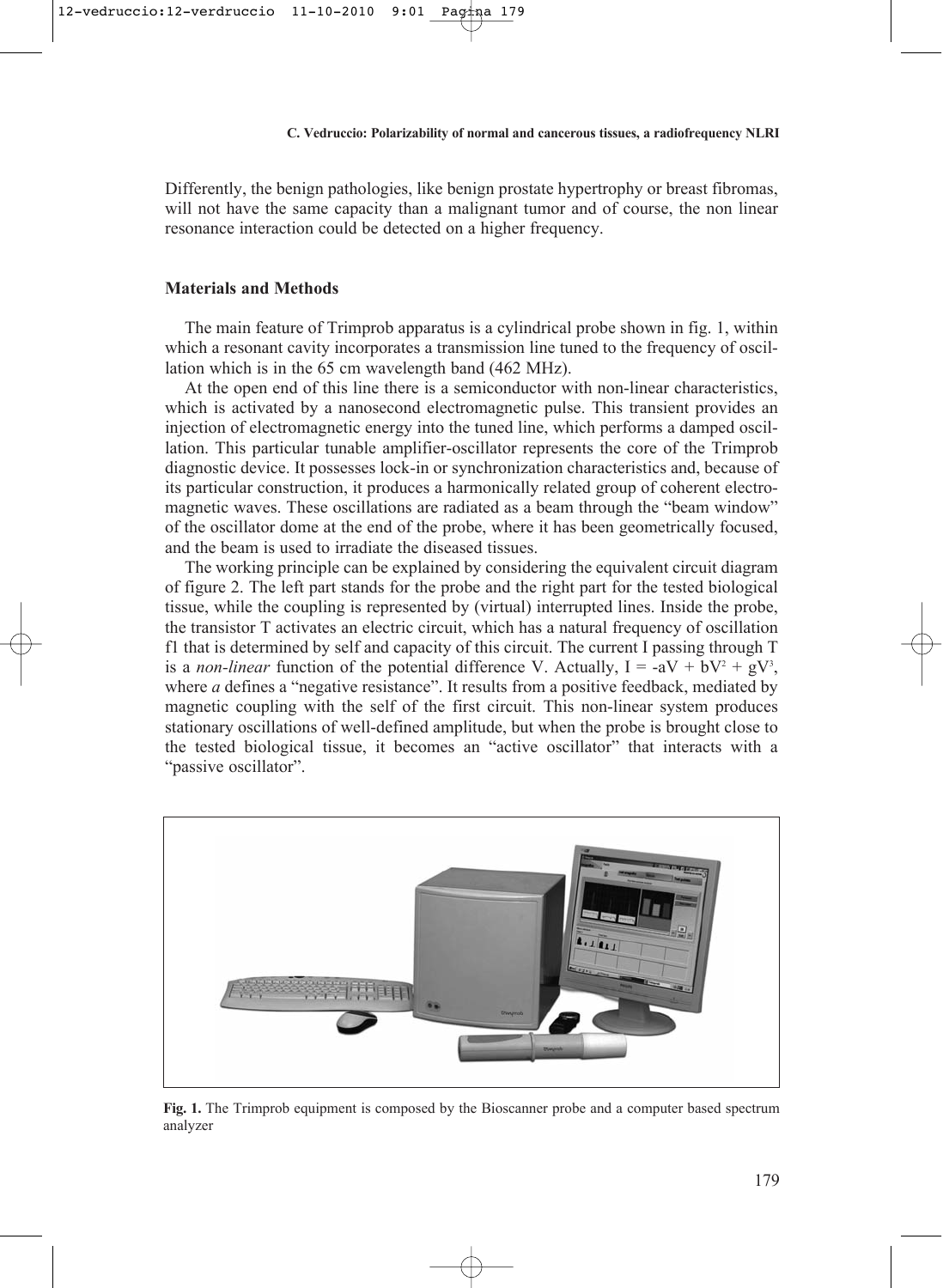Differently, the benign pathologies, like benign prostate hypertrophy or breast fibromas, will not have the same capacity than a malignant tumor and of course, the non linear resonance interaction could be detected on a higher frequency.

## Materials and Methods

The main feature of Trimprob apparatus is a cylindrical probe shown in fig. 1, within which a resonant cavity incorporates a transmission line tuned to the frequency of oscillation which is in the 65 cm wavelength band (462 MHz).

At the open end of this line there is a semiconductor with non-linear characteristics, which is activated by a nanosecond electromagnetic pulse. This transient provides an injection of electromagnetic energy into the tuned line, which performs a damped oscillation. This particular tunable amplifier-oscillator represents the core of the Trimprob diagnostic device. It possesses lock-in or synchronization characteristics and, because of its particular construction, it produces a harmonically related group of coherent electromagnetic waves. These oscillations are radiated as a beam through the "beam window" of the oscillator dome at the end of the probe, where it has been geometrically focused, and the beam is used to irradiate the diseased tissues.

The working principle can be explained by considering the equivalent circuit diagram of figure 2. The left part stands for the probe and the right part for the tested biological tissue, while the coupling is represented by (virtual) interrupted lines. Inside the probe, the transistor T activates an electric circuit, which has a natural frequency of oscillation f1 that is determined by self and capacity of this circuit. The current I passing through T is a *non-linear* function of the potential difference V. Actually, $I = -aV + bV^2 + gV^3$, where *a* defines a "negative resistance". It results from a positive feedback, mediated by magnetic coupling with the self of the first circuit. This non-linear system produces stationary oscillations of well-defined amplitude, but when the probe is brought close to the tested biological tissue, it becomes an "active oscillator" that interacts with a "passive oscillator".

**Fig. 1.** The Trimprob equipment is composed by the Bioscanner probe and a computer based spectrum analyzer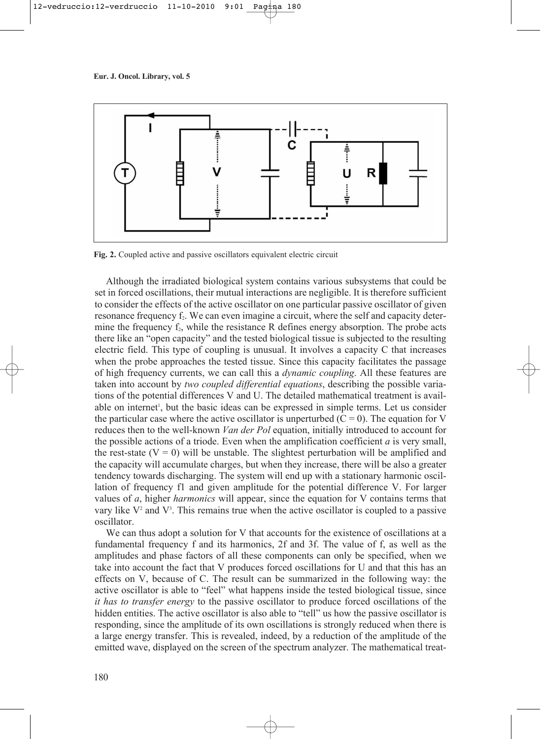**Fig. 2.** Coupled active and passive oscillators equivalent electric circuit

Although the irradiated biological system contains various subsystems that could be set in forced oscillations, their mutual interactions are negligible. It is therefore sufficient to consider the effects of the active oscillator on one particular passive oscillator of given resonance frequency $f_2$. We can even imagine a circuit, where the self and capacity determine the frequency $f_2$, while the resistance R defines energy absorption. The probe acts there like an "open capacity" and the tested biological tissue is subjected to the resulting electric field. This type of coupling is unusual. It involves a capacity C that increases when the probe approaches the tested tissue. Since this capacity facilitates the passage of high frequency currents, we can call this a *dynamic coupling*. All these features are taken into account by *two coupled differential equations*, describing the possible variations of the potential differences V and U. The detailed mathematical treatment is available on internet[1], but the basic ideas can be expressed in simple terms. Let us consider the particular case where the active oscillator is unperturbed ($C = 0$). The equation for V reduces then to the well-known *Van der Pol* equation, initially introduced to account for the possible actions of a triode. Even when the amplification coefficient *a* is very small, the rest-state ($V = 0$) will be unstable. The slightest perturbation will be amplified and the capacity will accumulate charges, but when they increase, there will be also a greater tendency towards discharging. The system will end up with a stationary harmonic oscillation of frequency f1 and given amplitude for the potential difference V. For larger values of *a*, higher *harmonics* will appear, since the equation for V contains terms that vary like $V^2$ and $V^3$. This remains true when the active oscillator is coupled to a passive oscillator.

We can thus adopt a solution for V that accounts for the existence of oscillations at a fundamental frequency f and its harmonics, 2f and 3f. The value of f, as well as the amplitudes and phase factors of all these components can only be specified, when we take into account the fact that V produces forced oscillations for U and that this has an effects on V, because of C. The result can be summarized in the following way: the active oscillator is able to "feel" what happens inside the tested biological tissue, since *it has to transfer energy* to the passive oscillator to produce forced oscillations of the hidden entities. The active oscillator is also able to "tell" us how the passive oscillator is responding, since the amplitude of its own oscillations is strongly reduced when there is a large energy transfer. This is revealed, indeed, by a reduction of the amplitude of the emitted wave, displayed on the screen of the spectrum analyzer. The mathematical treat-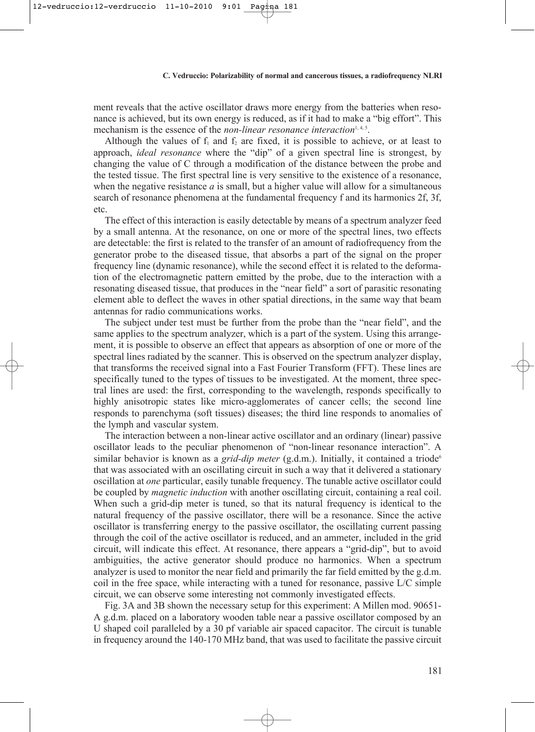ment reveals that the active oscillator draws more energy from the batteries when resonance is achieved, but its own energy is reduced, as if it had to make a "big effort". This mechanism is the essence of the *non-linear resonance interaction*[1, 4, 5].

Although the values of $f_1$ and $f_2$ are fixed, it is possible to achieve, or at least to approach, *ideal resonance* where the "dip" of a given spectral line is strongest, by changing the value of C through a modification of the distance between the probe and the tested tissue. The first spectral line is very sensitive to the existence of a resonance, when the negative resistance *a* is small, but a higher value will allow for a simultaneous search of resonance phenomena at the fundamental frequency f and its harmonics 2f, 3f, etc.

The effect of this interaction is easily detectable by means of a spectrum analyzer feed by a small antenna. At the resonance, on one or more of the spectral lines, two effects are detectable: the first is related to the transfer of an amount of radiofrequency from the generator probe to the diseased tissue, that absorbs a part of the signal on the proper frequency line (dynamic resonance), while the second effect it is related to the deformation of the electromagnetic pattern emitted by the probe, due to the interaction with a resonating diseased tissue, that produces in the "near field" a sort of parasitic resonating element able to deflect the waves in other spatial directions, in the same way that beam antennas for radio communications works.

The subject under test must be further from the probe than the "near field", and the same applies to the spectrum analyzer, which is a part of the system. Using this arrangement, it is possible to observe an effect that appears as absorption of one or more of the spectral lines radiated by the scanner. This is observed on the spectrum analyzer display, that transforms the received signal into a Fast Fourier Transform (FFT). These lines are specifically tuned to the types of tissues to be investigated. At the moment, three spectral lines are used: the first, corresponding to the wavelength, responds specifically to highly anisotropic states like micro-agglomerates of cancer cells; the second line responds to parenchyma (soft tissues) diseases; the third line responds to anomalies of the lymph and vascular system.

The interaction between a non-linear active oscillator and an ordinary (linear) passive oscillator leads to the peculiar phenomenon of "non-linear resonance interaction". A similar behavior is known as a *grid-dip meter* (g.d.m.). Initially, it contained a triode[6] that was associated with an oscillating circuit in such a way that it delivered a stationary oscillation at *one* particular, easily tunable frequency. The tunable *active* oscillator could be coupled by *magnetic induction* with another oscillating circuit, containing a real coil. When such a grid-dip meter is tuned, so that its natural frequency is identical to the natural frequency of the passive oscillator, there will be a resonance. Since the active oscillator is transferring energy to the passive oscillator, the oscillating current passing through the coil of the active oscillator is reduced, and an ammeter, included in the grid circuit, will indicate this effect. At resonance, there appears a "grid-dip", but to avoid ambiguities, the active generator should produce no harmonics. When a spectrum analyzer is used to monitor the near field and primarily the far field emitted by the g.d.m. coil in the free space, while interacting with a tuned for resonance, passive L/C simple circuit, we can observe some interesting not commonly investigated effects.

Fig. 3A and 3B shown the necessary setup for this experiment: A Millen mod. 90651-A g.d.m. placed on a laboratory wooden table near a passive oscillator composed by an U shaped coil paralleled by a 30 pf variable air spaced capacitor. The circuit is tunable in frequency around the 140-170 MHz band, that was used to facilitate the passive circuit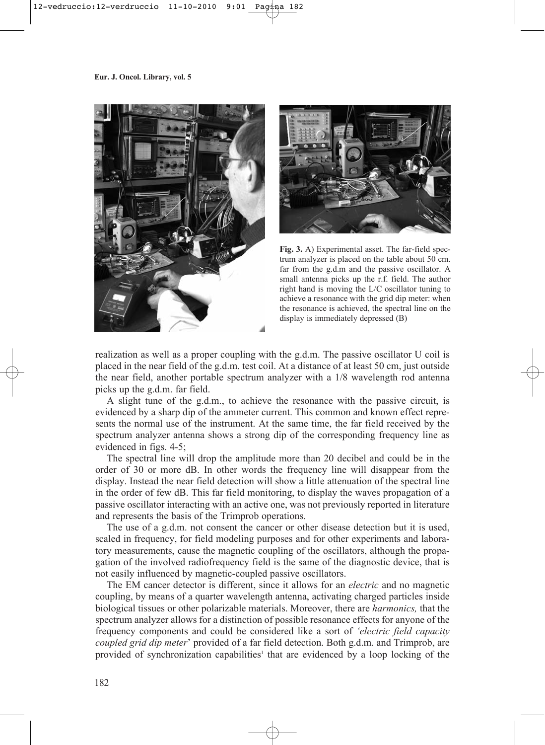**Fig. 3.** A) Experimental asset. The far-field spectrum analyzer is placed on the table about 50 cm. far from the g.d.m and the passive oscillator. A small antenna picks up the r.f. field. The author right hand is moving the L/C oscillator tuning to achieve a resonance with the grid dip meter: when the resonance is achieved, the spectral line on the display is immediately depressed (B)

realization as well as a proper coupling with the g.d.m. The passive oscillator U coil is placed in the near field of the g.d.m. test coil. At a distance of at least 50 cm, just outside the near field, another portable spectrum analyzer with a 1/8 wavelength rod antenna picks up the g.d.m. far field.

A slight tune of the g.d.m., to achieve the resonance with the passive circuit, is evidenced by a sharp dip of the ammeter current. This common and known effect represents the normal use of the instrument. At the same time, the far field received by the spectrum analyzer antenna shows a strong dip of the corresponding frequency line as evidenced in figs. 4-5;

The spectral line will drop the amplitude more than 20 decibel and could be in the order of 30 or more dB. In other words the frequency line will disappear from the display. Instead the near field detection will show a little attenuation of the spectral line in the order of few dB. This far field monitoring, to display the waves propagation of a passive oscillator interacting with an active one, was not previously reported in literature and represents the basis of the Trimprob operations.

The use of a g.d.m. not consent the cancer or other disease detection but it is used, scaled in frequency, for field modeling purposes and for other experiments and laboratory measurements, cause the magnetic coupling of the oscillators, although the propagation of the involved radiofrequency field is the same of the diagnostic device, that is not easily influenced by magnetic-coupled passive oscillators.

The EM cancer detector is different, since it allows for an *electric* and no magnetic coupling, by means of a quarter wavelength antenna, activating charged particles inside biological tissues or other polarizable materials. Moreover, there are *harmonics,* that the spectrum analyzer allows for a distinction of possible resonance effects for anyone of the frequency components and could be considered like a sort of *'electric field capacity coupled grid dip meter*' provided of a far field detection. Both g.d.m. and Trimprob, are provided of synchronization capabilities[1] that are evidenced by a loop locking of the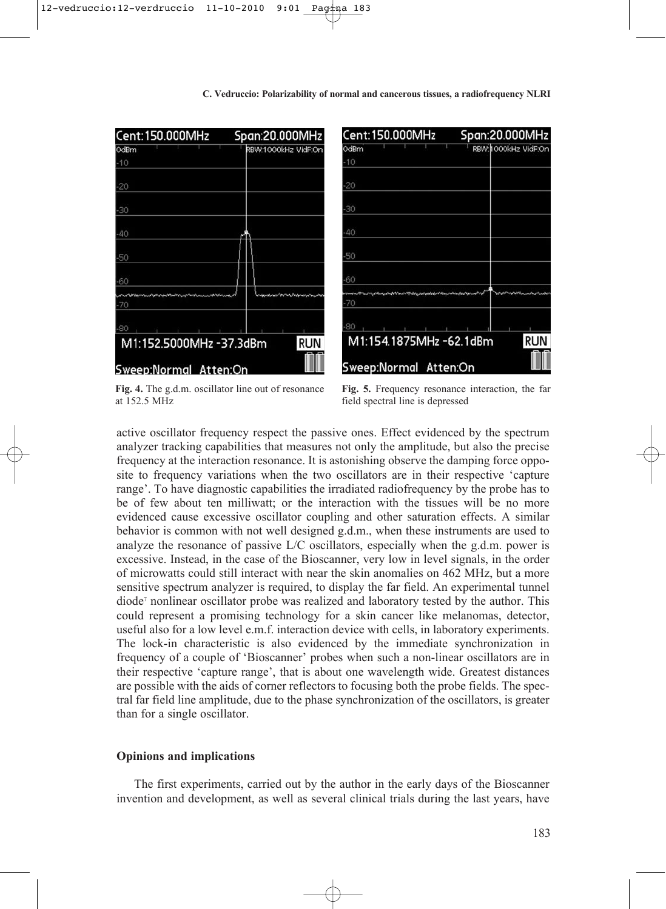Cent:150.000MHz Span:20.000MHz

0dBm RBW:1000kHz VidF:On

-10

-20

-30

-40

-50

-60

-70

-80

M1:152.5000MHz -37.3dBm RUN

Sweep:Normal Atten:On

**Fig. 4.** The g.d.m. oscillator line out of resonance at 152.5 MHz

Cent:150.000MHz Span:20.000MHz

0dBm RBW:1000kHz VidF:On

-10

-20

-30

-40

-50

-60

-70

-80

M1:154.1875MHz -62.1dBm RUN

Sweep:Normal Atten:On

**Fig. 5.** Frequency resonance interaction, the far field spectral line is depressed

active oscillator frequency respect the passive ones. Effect evidenced by the spectrum analyzer tracking capabilities that measures not only the amplitude, but also the precise frequency at the interaction resonance. It is astonishing observe the damping force opposite to frequency variations when the two oscillators are in their respective 'capture range'. To have diagnostic capabilities the irradiated radiofrequency by the probe has to be of few about ten milliwatt; or the interaction with the tissues will be no more evidenced cause excessive oscillator coupling and other saturation effects. A similar behavior is common with not well designed g.d.m., when these instruments are used to analyze the resonance of passive L/C oscillators, especially when the g.d.m. power is excessive. Instead, in the case of the Bioscanner, very low in level signals, in the order of microwatts could still interact with near the skin anomalies on 462 MHz, but a more sensitive spectrum analyzer is required, to display the far field. An experimental tunnel diode[7] nonlinear oscillator probe was realized and laboratory tested by the author. This could represent a promising technology for a skin cancer like melanomas, detector, useful also for a low level e.m.f. interaction device with cells, in laboratory experiments. The lock-in characteristic is also evidenced by the immediate synchronization in frequency of a couple of 'Bioscanner' probes when such a non-linear oscillators are in their respective 'capture range', that is about one wavelength wide. Greatest distances are possible with the aids of corner reflectors to focusing both the probe fields. The spectral far field line amplitude, due to the phase synchronization of the oscillators, is greater than for a single oscillator.

## Opinions and implications

The first experiments, carried out by the author in the early days of the Bioscanner invention and development, as well as several clinical trials during the last years, have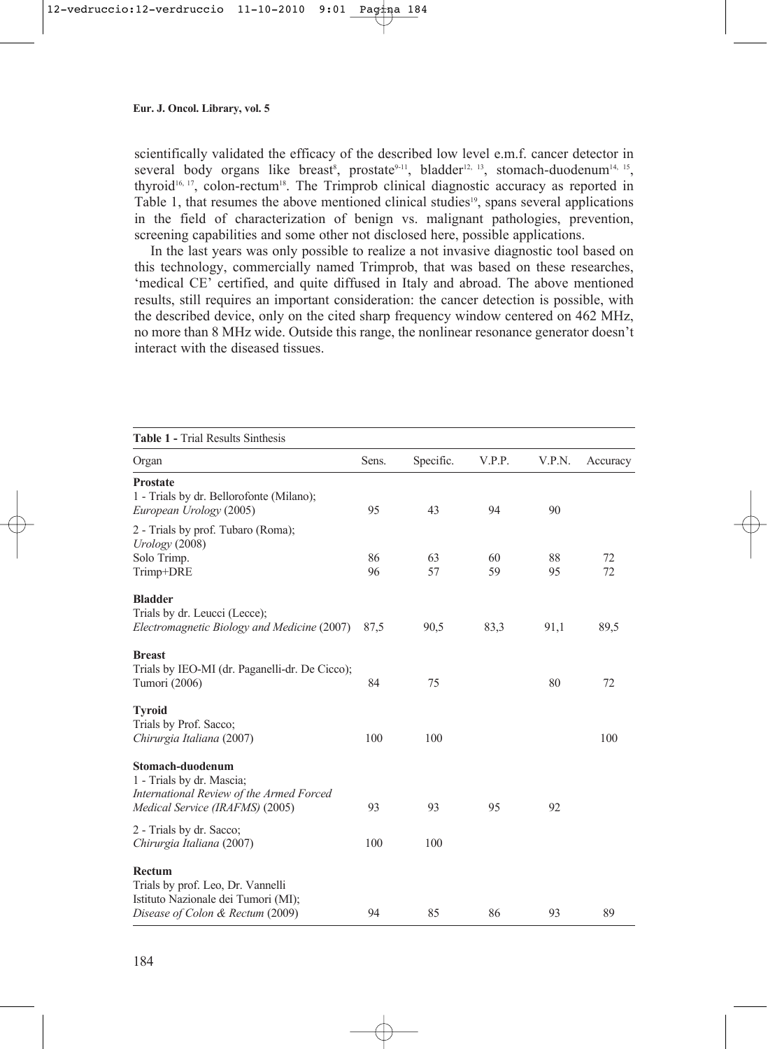scientifically validated the efficacy of the described low level e.m.f. cancer detector in several body organs like breast[8], prostate[9-11], bladder[12, 13], stomach-duodenum[14, 15], thyroid[16, 17], colon-rectum[18]. The Trimprob clinical diagnostic accuracy as reported in Table 1, that resumes the above mentioned clinical studies[19], spans several applications in the field of characterization of benign vs. malignant pathologies, prevention, screening capabilities and some other not disclosed here, possible applications.

In the last years was only possible to realize a not invasive diagnostic tool based on this technology, commercially named Trimprob, that was based on these researches, 'medical CE' certified, and quite diffused in Italy and abroad. The above mentioned results, still requires an important consideration: the cancer detection is possible, with the described device, only on the cited sharp frequency window centered on 462 MHz, no more than 8 MHz wide. Outside this range, the nonlinear resonance generator doesn't interact with the diseased tissues.

**Table 1 -** Trial Results Sinthesis

| Organ | Sens. | Specific. | V.P.P. | V.P.N. | Accuracy |
|---|---|---|---|---|---|
| **Prostate** | | | | | |
| 1 - Trials by dr. Bellorofonte (Milano); *European Urology* (2005) | 95 | 43 | 94 | 90 | |
| 2 - Trials by prof. Tubaro (Roma); *Urology* (2008) | | | | | |
| Solo Trimp. | 86 | 63 | 60 | 88 | 72 |
| Trimp+DRE | 96 | 57 | 59 | 95 | 72 |
| **Bladder** | | | | | |
| Trials by dr. Leucci (Lecce); *Electromagnetic Biology and Medicine* (2007) | 87,5 | 90,5 | 83,3 | 91,1 | 89,5 |
| **Breast** | | | | | |
| Trials by IEO-MI (dr. Paganelli-dr. De Cicco); Tumori (2006) | 84 | 75 | | 80 | 72 |
| **Tyroid** | | | | | |
| Trials by Prof. Sacco; *Chirurgia Italiana* (2007) | 100 | 100 | | | 100 |
| **Stomach-duodenum** | | | | | |
| 1 - Trials by dr. Mascia; *International Review of the Armed Forced Medical Service (IRAFMS)* (2005) | 93 | 93 | 95 | 92 | |
| 2 - Trials by dr. Sacco; *Chirurgia Italiana* (2007) | 100 | 100 | | | |
| **Rectum** | | | | | |
| Trials by prof. Leo, Dr. Vannelli Istituto Nazionale dei Tumori (MI); *Disease of Colon & Rectum* (2009) | 94 | 85 | 86 | 93 | 89 |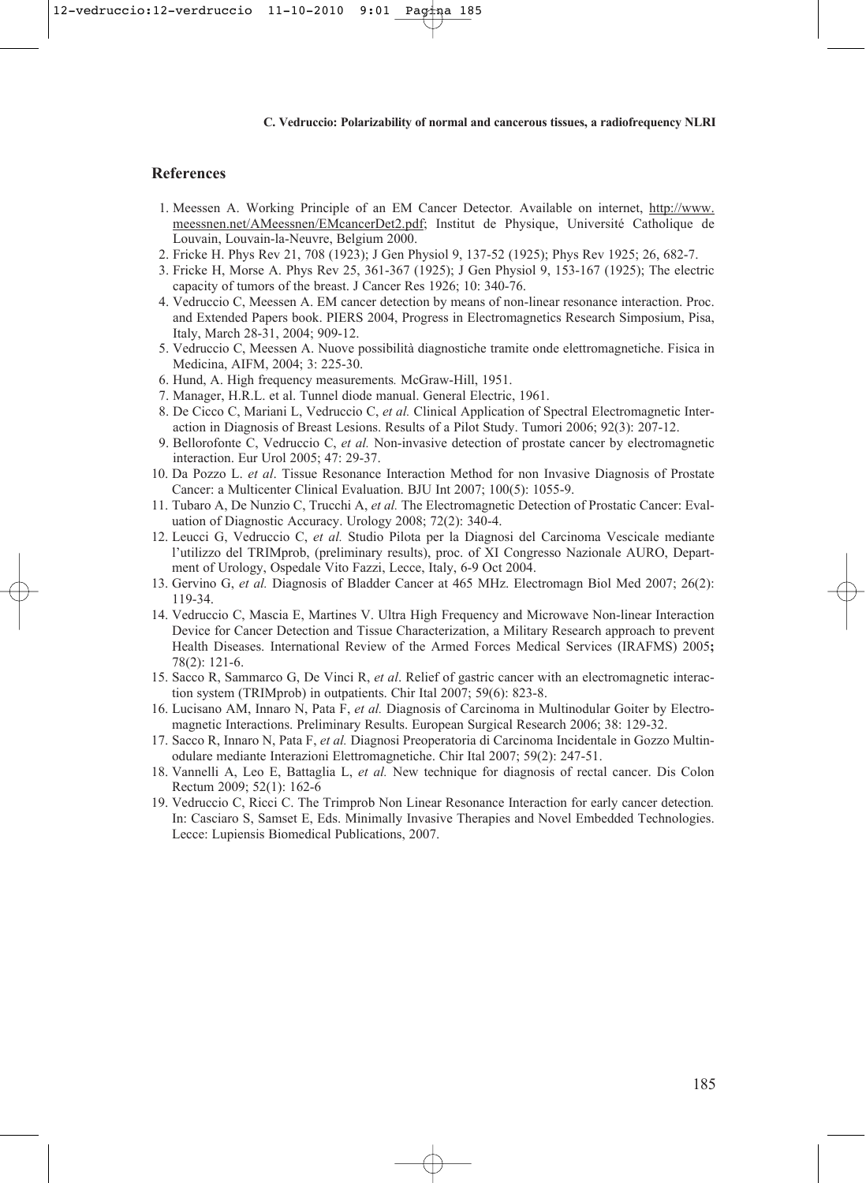## References

1. Meessen A. Working Principle of an EM Cancer Detector. Available on internet, http://www.meessnen.net/AMeessnen/EMcancerDet2.pdf; Institut de Physique, Université Catholique de Louvain, Louvain-la-Neuvre, Belgium 2000.
2. Fricke H. Phys Rev 21, 708 (1923); J Gen Physiol 9, 137-52 (1925); Phys Rev 1925; 26, 682-7.
3. Fricke H, Morse A. Phys Rev 25, 361-367 (1925); J Gen Physiol 9, 153-167 (1925); The electric capacity of tumors of the breast. J Cancer Res 1926; 10: 340-76.
4. Vedruccio C, Meessen A. EM cancer detection by means of non-linear resonance interaction. Proc. and Extended Papers book. PIERS 2004, Progress in Electromagnetics Research Simposium, Pisa, Italy, March 28-31, 2004; 909-12.
5. Vedruccio C, Meessen A. Nuove possibilità diagnostiche tramite onde elettromagnetiche. Fisica in Medicina, AIFM, 2004; 3: 225-30.
6. Hund, A. High frequency measurements*.* McGraw-Hill, 1951.
7. Manager, H.R.L. et al. Tunnel diode manual. General Electric, 1961.
8. De Cicco C, Mariani L, Vedruccio C, *et al.* Clinical Application of Spectral Electromagnetic Interaction in Diagnosis of Breast Lesions. Results of a Pilot Study. Tumori 2006; 92(3): 207-12.
9. Bellorofonte C, Vedruccio C, *et al.* Non-invasive detection of prostate cancer by electromagnetic interaction. Eur Urol 2005; 47: 29-37.
10. Da Pozzo L. *et al*. Tissue Resonance Interaction Method for non Invasive Diagnosis of Prostate Cancer: a Multicenter Clinical Evaluation. BJU Int 2007; 100(5): 1055-9.
11. Tubaro A, De Nunzio C, Trucchi A, *et al.* The Electromagnetic Detection of Prostatic Cancer: Evaluation of Diagnostic Accuracy. Urology 2008; 72(2): 340-4.
12. Leucci G, Vedruccio C, *et al.* Studio Pilota per la Diagnosi del Carcinoma Vescicale mediante l'utilizzo del TRIMprob, (preliminary results), proc. of XI Congresso Nazionale AURO, Department of Urology, Ospedale Vito Fazzi, Lecce, Italy, 6-9 Oct 2004.
13. Gervino G, *et al.* Diagnosis of Bladder Cancer at 465 MHz. Electromagn Biol Med 2007; 26(2): 119-34.
14. Vedruccio C, Mascia E, Martines V. Ultra High Frequency and Microwave Non-linear Interaction Device for Cancer Detection and Tissue Characterization, a Military Research approach to prevent Health Diseases. International Review of the Armed Forces Medical Services (IRAFMS) 2005**;** 78(2): 121-6.
15. Sacco R, Sammarco G, De Vinci R, *et al*. Relief of gastric cancer with an electromagnetic interaction system (TRIMprob) in outpatients. Chir Ital 2007; 59(6): 823-8.
16. Lucisano AM, Innaro N, Pata F, *et al.* Diagnosis of Carcinoma in Multinodular Goiter by Electromagnetic Interactions. Preliminary Results. European Surgical Research 2006; 38: 129-32.
17. Sacco R, Innaro N, Pata F, *et al.* Diagnosi Preoperatoria di Carcinoma Incidentale in Gozzo Multinodulare mediante Interazioni Elettromagnetiche. Chir Ital 2007; 59(2): 247-51.
18. Vannelli A, Leo E, Battaglia L, *et al.* New technique for diagnosis of rectal cancer. Dis Colon Rectum 2009; 52(1): 162-6
19. Vedruccio C, Ricci C. The Trimprob Non Linear Resonance Interaction for early cancer detection*.* In: Casciaro S, Samset E, Eds. Minimally Invasive Therapies and Novel Embedded Technologies. Lecce: Lupiensis Biomedical Publications, 2007.